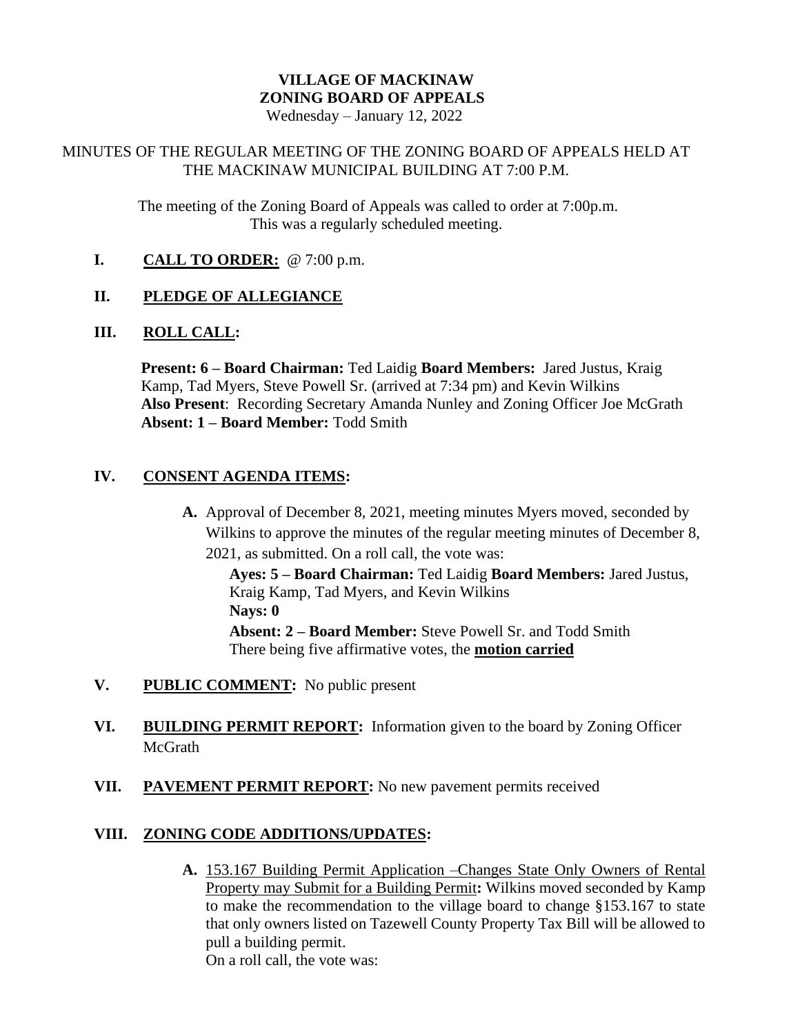**VILLAGE OF MACKINAW**
**ZONING BOARD OF APPEALS**
Wednesday – January 12, 2022

MINUTES OF THE REGULAR MEETING OF THE ZONING BOARD OF APPEALS HELD AT THE MACKINAW MUNICIPAL BUILDING AT 7:00 P.M.

The meeting of the Zoning Board of Appeals was called to order at 7:00p.m. This was a regularly scheduled meeting.

**I. <u>CALL TO ORDER:</u>** @ 7:00 p.m.

**II. <u>PLEDGE OF ALLEGIANCE</u>**

**III. <u>ROLL CALL:</u>**

**Present: 6 – Board Chairman:** Ted Laidig **Board Members:** Jared Justus, Kraig Kamp, Tad Myers, Steve Powell Sr. (arrived at 7:34 pm) and Kevin Wilkins
**Also Present**: Recording Secretary Amanda Nunley and Zoning Officer Joe McGrath
**Absent: 1 – Board Member:** Todd Smith

**IV. <u>CONSENT AGENDA ITEMS</u>:**

**A.** Approval of December 8, 2021, meeting minutes Myers moved, seconded by Wilkins to approve the minutes of the regular meeting minutes of December 8, 2021, as submitted. On a roll call, the vote was:

**Ayes: 5 – Board Chairman:** Ted Laidig **Board Members:** Jared Justus, Kraig Kamp, Tad Myers, and Kevin Wilkins
**Nays: 0**
**Absent: 2 – Board Member:** Steve Powell Sr. and Todd Smith
There being five affirmative votes, the **<u>motion carried</u>**

**V. <u>PUBLIC COMMENT:</u>** No public present

**VI. <u>BUILDING PERMIT REPORT:</u>** Information given to the board by Zoning Officer McGrath

**VII. <u>PAVEMENT PERMIT REPORT:</u>** No new pavement permits received

**VIII. <u>ZONING CODE ADDITIONS/UPDATES</u>:**

**A.** <u>153.167 Building Permit Application –Changes State Only Owners of Rental Property may Submit for a Building Permit</u>**:** Wilkins moved seconded by Kamp to make the recommendation to the village board to change §153.167 to state that only owners listed on Tazewell County Property Tax Bill will be allowed to pull a building permit.
On a roll call, the vote was: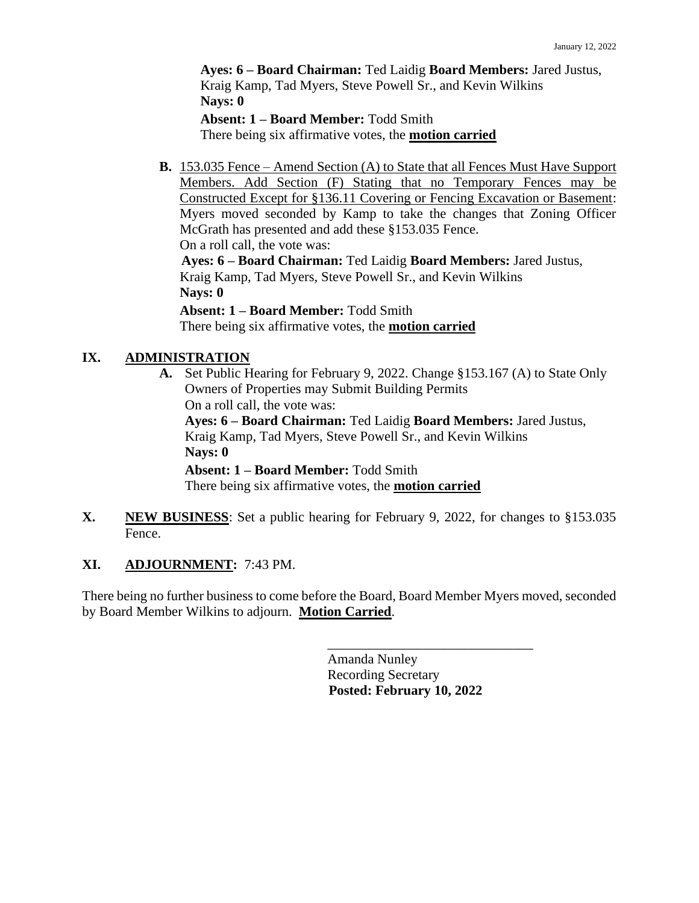**Ayes: 6 – Board Chairman:** Ted Laidig **Board Members:** Jared Justus, Kraig Kamp, Tad Myers, Steve Powell Sr., and Kevin Wilkins
**Nays: 0**
**Absent: 1 – Board Member:** Todd Smith
There being six affirmative votes, the **motion carried**

**B.** 153.035 Fence – Amend Section (A) to State that all Fences Must Have Support Members. Add Section (F) Stating that no Temporary Fences may be Constructed Except for §136.11 Covering or Fencing Excavation or Basement: Myers moved seconded by Kamp to take the changes that Zoning Officer McGrath has presented and add these §153.035 Fence.
On a roll call, the vote was:
**Ayes: 6 – Board Chairman:** Ted Laidig **Board Members:** Jared Justus, Kraig Kamp, Tad Myers, Steve Powell Sr., and Kevin Wilkins
**Nays: 0**
**Absent: 1 – Board Member:** Todd Smith
There being six affirmative votes, the **motion carried**

## IX. ADMINISTRATION

**A.** Set Public Hearing for February 9, 2022. Change §153.167 (A) to State Only Owners of Properties may Submit Building Permits
On a roll call, the vote was:
**Ayes: 6 – Board Chairman:** Ted Laidig **Board Members:** Jared Justus, Kraig Kamp, Tad Myers, Steve Powell Sr., and Kevin Wilkins
**Nays: 0**
**Absent: 1 – Board Member:** Todd Smith
There being six affirmative votes, the **motion carried**

**X. NEW BUSINESS**: Set a public hearing for February 9, 2022, for changes to §153.035 Fence.

**XI. ADJOURNMENT:** 7:43 PM.

There being no further business to come before the Board, Board Member Myers moved, seconded by Board Member Wilkins to adjourn. **Motion Carried**.

\_\_\_\_\_\_\_\_\_\_\_\_\_\_\_\_\_\_\_\_\_\_\_\_\_\_\_\_\_\_\_
Amanda Nunley
Recording Secretary
**Posted: February 10, 2022**